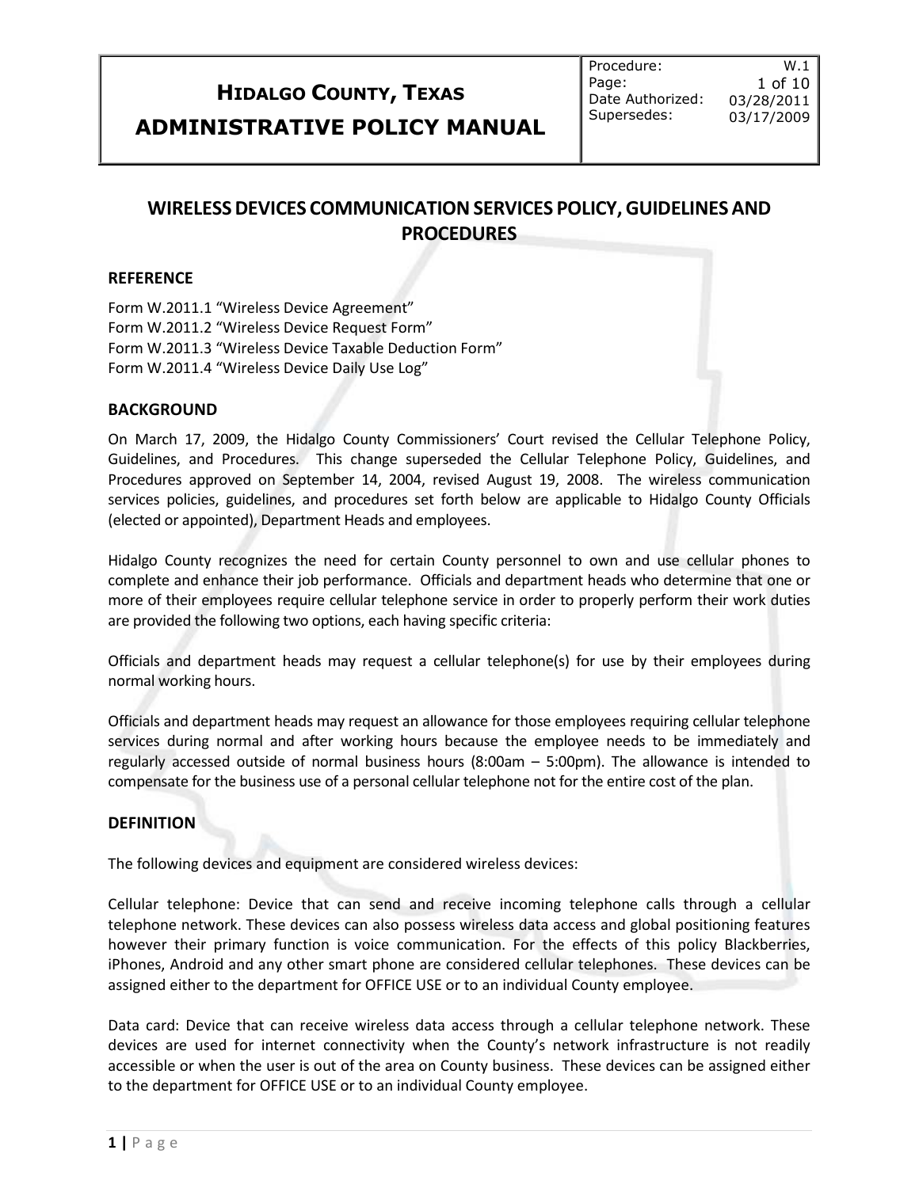| **HIDALGO COUNTY, TEXAS**<br>**ADMINISTRATIVE POLICY MANUAL** | Procedure: W.1<br>Page: 1 of 10<br>Date Authorized: 03/28/2011<br>Supersedes: 03/17/2009 |
|---|---|

# WIRELESS DEVICES COMMUNICATION SERVICES POLICY, GUIDELINES AND PROCEDURES

## REFERENCE

Form W.2011.1 "Wireless Device Agreement"
Form W.2011.2 "Wireless Device Request Form"
Form W.2011.3 "Wireless Device Taxable Deduction Form"
Form W.2011.4 "Wireless Device Daily Use Log"

## BACKGROUND

On March 17, 2009, the Hidalgo County Commissioners' Court revised the Cellular Telephone Policy, Guidelines, and Procedures. This change superseded the Cellular Telephone Policy, Guidelines, and Procedures approved on September 14, 2004, revised August 19, 2008. The wireless communication services policies, guidelines, and procedures set forth below are applicable to Hidalgo County Officials (elected or appointed), Department Heads and employees.

Hidalgo County recognizes the need for certain County personnel to own and use cellular phones to complete and enhance their job performance. Officials and department heads who determine that one or more of their employees require cellular telephone service in order to properly perform their work duties are provided the following two options, each having specific criteria:

Officials and department heads may request a cellular telephone(s) for use by their employees during normal working hours.

Officials and department heads may request an allowance for those employees requiring cellular telephone services during normal and after working hours because the employee needs to be immediately and regularly accessed outside of normal business hours (8:00am – 5:00pm). The allowance is intended to compensate for the business use of a personal cellular telephone not for the entire cost of the plan.

## DEFINITION

The following devices and equipment are considered wireless devices:

Cellular telephone: Device that can send and receive incoming telephone calls through a cellular telephone network. These devices can also possess wireless data access and global positioning features however their primary function is voice communication. For the effects of this policy Blackberries, iPhones, Android and any other smart phone are considered cellular telephones. These devices can be assigned either to the department for OFFICE USE or to an individual County employee.

Data card: Device that can receive wireless data access through a cellular telephone network. These devices are used for internet connectivity when the County's network infrastructure is not readily accessible or when the user is out of the area on County business. These devices can be assigned either to the department for OFFICE USE or to an individual County employee.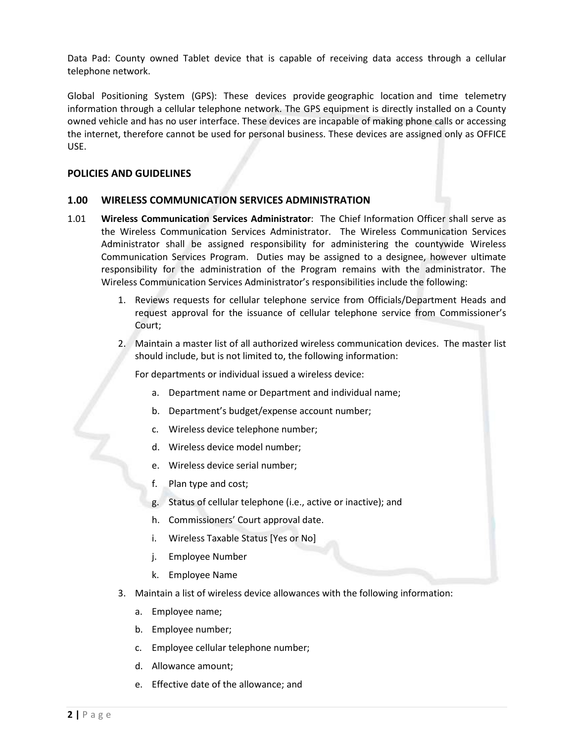Data Pad: County owned Tablet device that is capable of receiving data access through a cellular telephone network.

Global Positioning System (GPS): These devices provide geographic location and time telemetry information through a cellular telephone network. The GPS equipment is directly installed on a County owned vehicle and has no user interface. These devices are incapable of making phone calls or accessing the internet, therefore cannot be used for personal business. These devices are assigned only as OFFICE USE.

## POLICIES AND GUIDELINES

### 1.00 WIRELESS COMMUNICATION SERVICES ADMINISTRATION

1.01 **Wireless Communication Services Administrator**: The Chief Information Officer shall serve as the Wireless Communication Services Administrator. The Wireless Communication Services Administrator shall be assigned responsibility for administering the countywide Wireless Communication Services Program. Duties may be assigned to a designee, however ultimate responsibility for the administration of the Program remains with the administrator. The Wireless Communication Services Administrator's responsibilities include the following:

1. Reviews requests for cellular telephone service from Officials/Department Heads and request approval for the issuance of cellular telephone service from Commissioner's Court;
2. Maintain a master list of all authorized wireless communication devices. The master list should include, but is not limited to, the following information:

   For departments or individual issued a wireless device:

   a. Department name or Department and individual name;
   b. Department's budget/expense account number;
   c. Wireless device telephone number;
   d. Wireless device model number;
   e. Wireless device serial number;
   f. Plan type and cost;
   g. Status of cellular telephone (i.e., active or inactive); and
   h. Commissioners' Court approval date.
   i. Wireless Taxable Status [Yes or No]
   j. Employee Number
   k. Employee Name
3. Maintain a list of wireless device allowances with the following information:
   a. Employee name;
   b. Employee number;
   c. Employee cellular telephone number;
   d. Allowance amount;
   e. Effective date of the allowance; and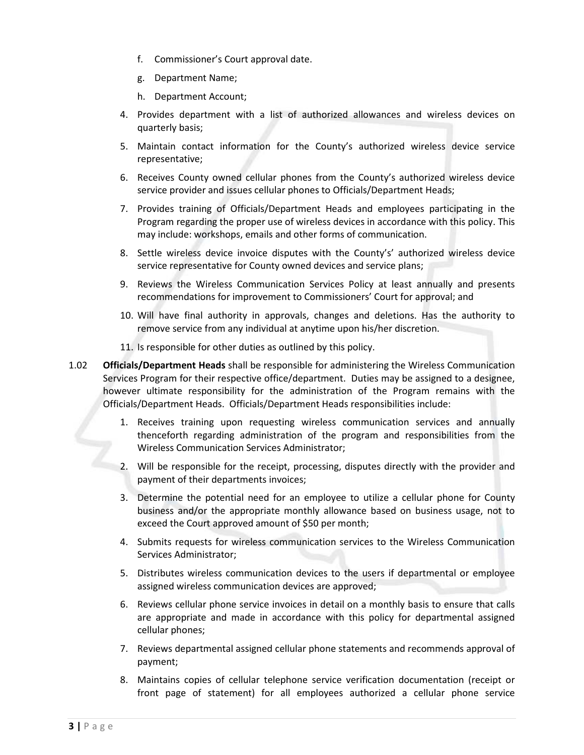f. Commissioner's Court approval date.

g. Department Name;

h. Department Account;

4. Provides department with a list of authorized allowances and wireless devices on quarterly basis;
5. Maintain contact information for the County's authorized wireless device service representative;
6. Receives County owned cellular phones from the County's authorized wireless device service provider and issues cellular phones to Officials/Department Heads;
7. Provides training of Officials/Department Heads and employees participating in the Program regarding the proper use of wireless devices in accordance with this policy. This may include: workshops, emails and other forms of communication.
8. Settle wireless device invoice disputes with the County's' authorized wireless device service representative for County owned devices and service plans;
9. Reviews the Wireless Communication Services Policy at least annually and presents recommendations for improvement to Commissioners' Court for approval; and
10. Will have final authority in approvals, changes and deletions. Has the authority to remove service from any individual at anytime upon his/her discretion.
11. Is responsible for other duties as outlined by this policy.

1.02 **Officials/Department Heads** shall be responsible for administering the Wireless Communication Services Program for their respective office/department. Duties may be assigned to a designee, however ultimate responsibility for the administration of the Program remains with the Officials/Department Heads. Officials/Department Heads responsibilities include:

1. Receives training upon requesting wireless communication services and annually thenceforth regarding administration of the program and responsibilities from the Wireless Communication Services Administrator;
2. Will be responsible for the receipt, processing, disputes directly with the provider and payment of their departments invoices;
3. Determine the potential need for an employee to utilize a cellular phone for County business and/or the appropriate monthly allowance based on business usage, not to exceed the Court approved amount of $50 per month;
4. Submits requests for wireless communication services to the Wireless Communication Services Administrator;
5. Distributes wireless communication devices to the users if departmental or employee assigned wireless communication devices are approved;
6. Reviews cellular phone service invoices in detail on a monthly basis to ensure that calls are appropriate and made in accordance with this policy for departmental assigned cellular phones;
7. Reviews departmental assigned cellular phone statements and recommends approval of payment;
8. Maintains copies of cellular telephone service verification documentation (receipt or front page of statement) for all employees authorized a cellular phone service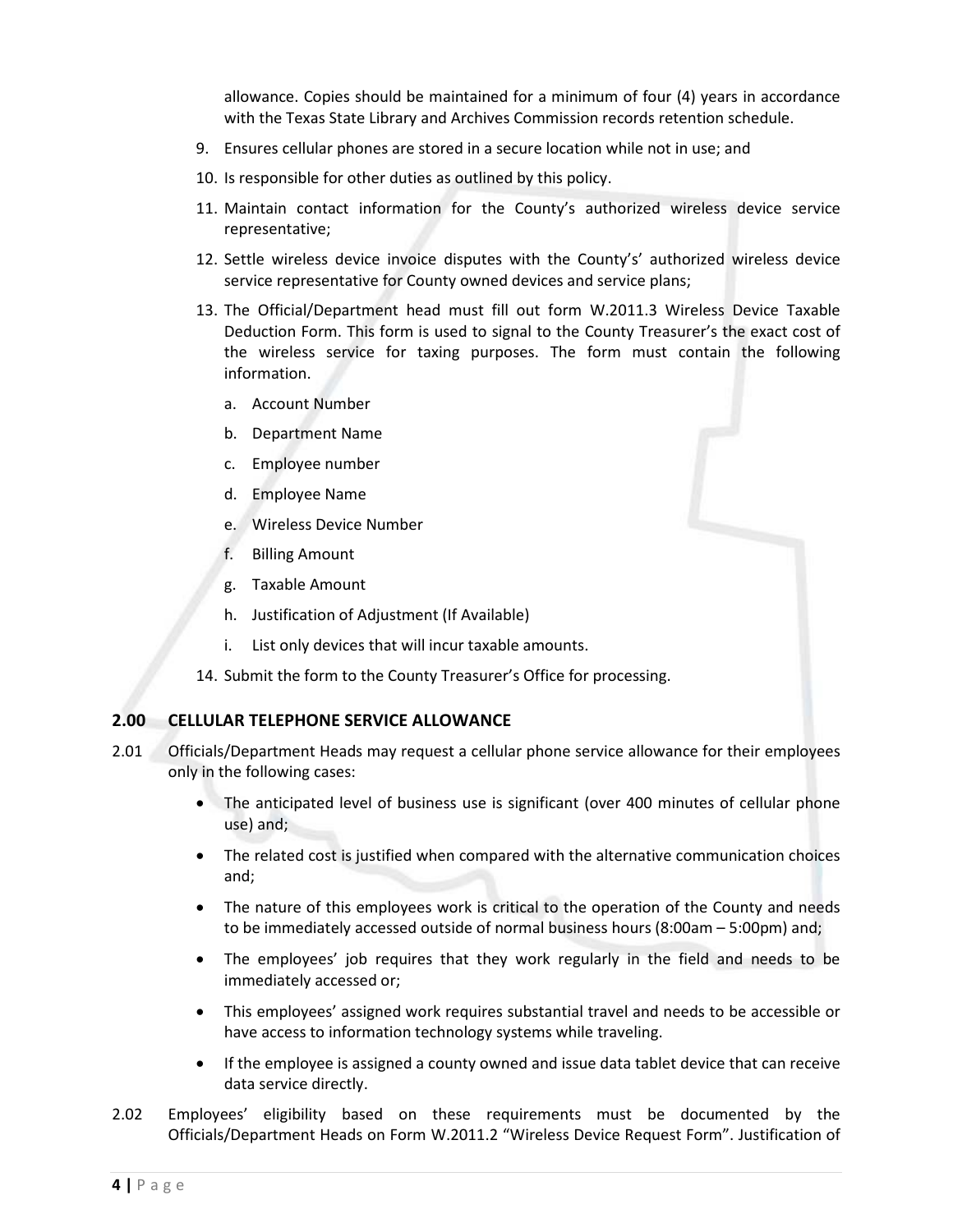allowance. Copies should be maintained for a minimum of four (4) years in accordance with the Texas State Library and Archives Commission records retention schedule.

9. Ensures cellular phones are stored in a secure location while not in use; and
10. Is responsible for other duties as outlined by this policy.
11. Maintain contact information for the County's authorized wireless device service representative;
12. Settle wireless device invoice disputes with the County's' authorized wireless device service representative for County owned devices and service plans;
13. The Official/Department head must fill out form W.2011.3 Wireless Device Taxable Deduction Form. This form is used to signal to the County Treasurer's the exact cost of the wireless service for taxing purposes. The form must contain the following information.
    a. Account Number
    b. Department Name
    c. Employee number
    d. Employee Name
    e. Wireless Device Number
    f. Billing Amount
    g. Taxable Amount
    h. Justification of Adjustment (If Available)
    i. List only devices that will incur taxable amounts.
14. Submit the form to the County Treasurer's Office for processing.

## 2.00 CELLULAR TELEPHONE SERVICE ALLOWANCE

2.01 Officials/Department Heads may request a cellular phone service allowance for their employees only in the following cases:

- The anticipated level of business use is significant (over 400 minutes of cellular phone use) and;
- The related cost is justified when compared with the alternative communication choices and;
- The nature of this employees work is critical to the operation of the County and needs to be immediately accessed outside of normal business hours (8:00am – 5:00pm) and;
- The employees' job requires that they work regularly in the field and needs to be immediately accessed or;
- This employees' assigned work requires substantial travel and needs to be accessible or have access to information technology systems while traveling.
- If the employee is assigned a county owned and issue data tablet device that can receive data service directly.

2.02 Employees' eligibility based on these requirements must be documented by the Officials/Department Heads on Form W.2011.2 "Wireless Device Request Form". Justification of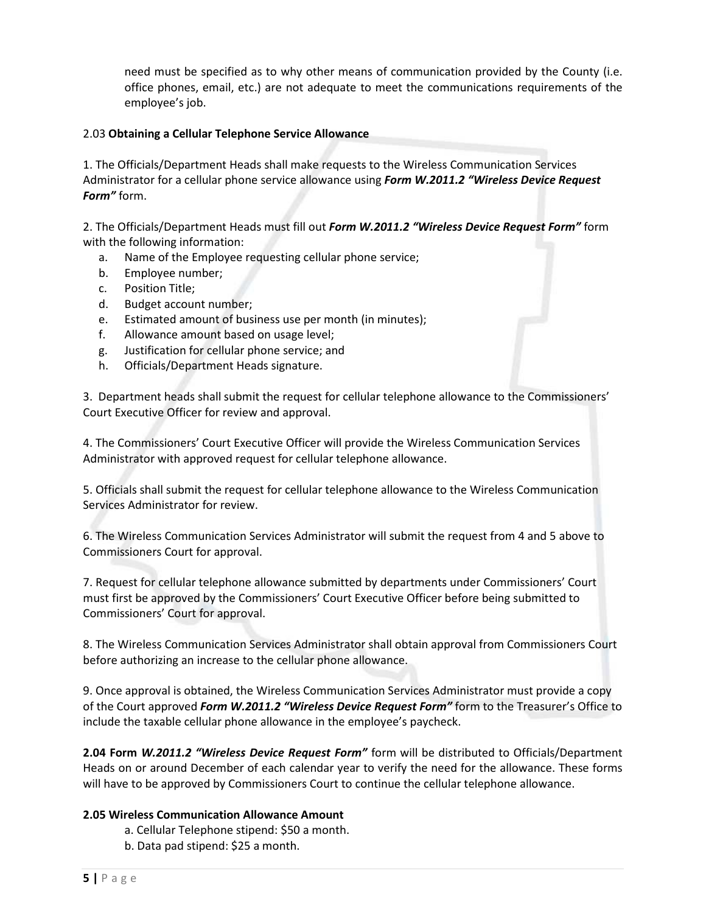need must be specified as to why other means of communication provided by the County (i.e. office phones, email, etc.) are not adequate to meet the communications requirements of the employee's job.

2.03 **Obtaining a Cellular Telephone Service Allowance**

1. The Officials/Department Heads shall make requests to the Wireless Communication Services Administrator for a cellular phone service allowance using ***Form W.2011.2 "Wireless Device Request Form"*** form.

2. The Officials/Department Heads must fill out ***Form W.2011.2 "Wireless Device Request Form"*** form with the following information:

   a. Name of the Employee requesting cellular phone service;
   b. Employee number;
   c. Position Title;
   d. Budget account number;
   e. Estimated amount of business use per month (in minutes);
   f. Allowance amount based on usage level;
   g. Justification for cellular phone service; and
   h. Officials/Department Heads signature.

3. Department heads shall submit the request for cellular telephone allowance to the Commissioners' Court Executive Officer for review and approval.

4. The Commissioners' Court Executive Officer will provide the Wireless Communication Services Administrator with approved request for cellular telephone allowance.

5. Officials shall submit the request for cellular telephone allowance to the Wireless Communication Services Administrator for review.

6. The Wireless Communication Services Administrator will submit the request from 4 and 5 above to Commissioners Court for approval.

7. Request for cellular telephone allowance submitted by departments under Commissioners' Court must first be approved by the Commissioners' Court Executive Officer before being submitted to Commissioners' Court for approval.

8. The Wireless Communication Services Administrator shall obtain approval from Commissioners Court before authorizing an increase to the cellular phone allowance.

9. Once approval is obtained, the Wireless Communication Services Administrator must provide a copy of the Court approved ***Form W.2011.2 "Wireless Device Request Form"*** form to the Treasurer's Office to include the taxable cellular phone allowance in the employee's paycheck.

**2.04 Form *W.2011.2 "Wireless Device Request Form"*** form will be distributed to Officials/Department Heads on or around December of each calendar year to verify the need for the allowance. These forms will have to be approved by Commissioners Court to continue the cellular telephone allowance.

**2.05 Wireless Communication Allowance Amount**

a. Cellular Telephone stipend: $50 a month.
b. Data pad stipend: $25 a month.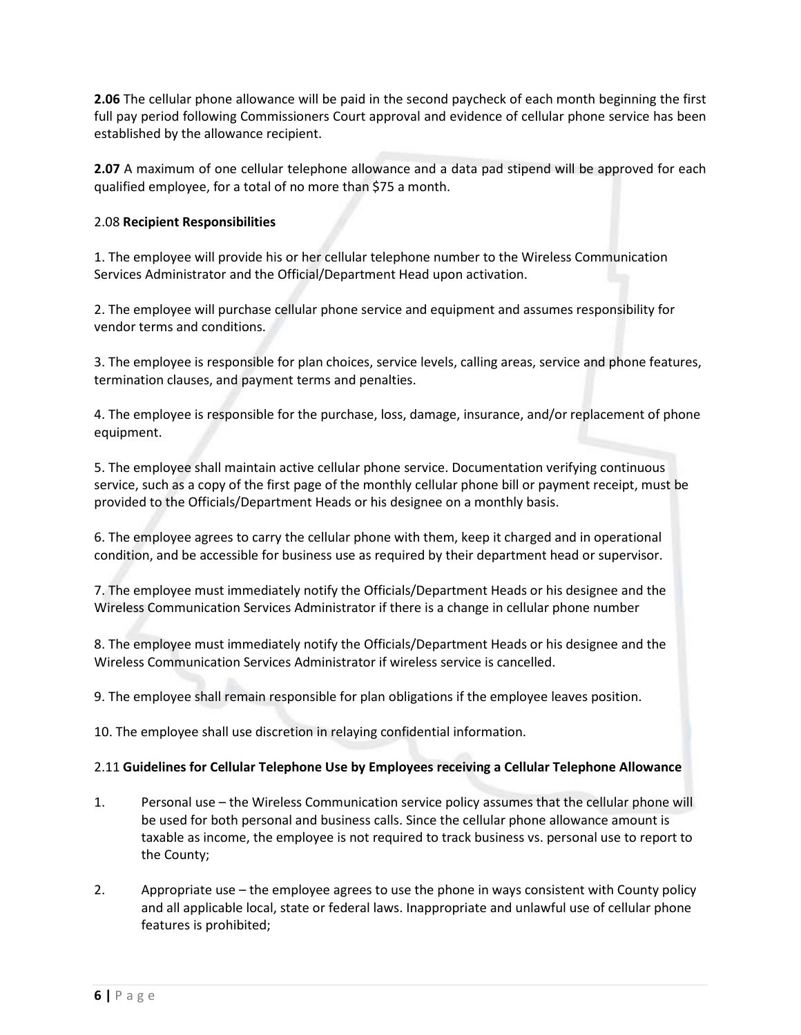**2.06** The cellular phone allowance will be paid in the second paycheck of each month beginning the first full pay period following Commissioners Court approval and evidence of cellular phone service has been established by the allowance recipient.

**2.07** A maximum of one cellular telephone allowance and a data pad stipend will be approved for each qualified employee, for a total of no more than $75 a month.

2.08 **Recipient Responsibilities**

1. The employee will provide his or her cellular telephone number to the Wireless Communication Services Administrator and the Official/Department Head upon activation.

2. The employee will purchase cellular phone service and equipment and assumes responsibility for vendor terms and conditions.

3. The employee is responsible for plan choices, service levels, calling areas, service and phone features, termination clauses, and payment terms and penalties.

4. The employee is responsible for the purchase, loss, damage, insurance, and/or replacement of phone equipment.

5. The employee shall maintain active cellular phone service. Documentation verifying continuous service, such as a copy of the first page of the monthly cellular phone bill or payment receipt, must be provided to the Officials/Department Heads or his designee on a monthly basis.

6. The employee agrees to carry the cellular phone with them, keep it charged and in operational condition, and be accessible for business use as required by their department head or supervisor.

7. The employee must immediately notify the Officials/Department Heads or his designee and the Wireless Communication Services Administrator if there is a change in cellular phone number

8. The employee must immediately notify the Officials/Department Heads or his designee and the Wireless Communication Services Administrator if wireless service is cancelled.

9. The employee shall remain responsible for plan obligations if the employee leaves position.

10. The employee shall use discretion in relaying confidential information.

2.11 **Guidelines for Cellular Telephone Use by Employees receiving a Cellular Telephone Allowance**

1. Personal use – the Wireless Communication service policy assumes that the cellular phone will be used for both personal and business calls. Since the cellular phone allowance amount is taxable as income, the employee is not required to track business vs. personal use to report to the County;

2. Appropriate use – the employee agrees to use the phone in ways consistent with County policy and all applicable local, state or federal laws. Inappropriate and unlawful use of cellular phone features is prohibited;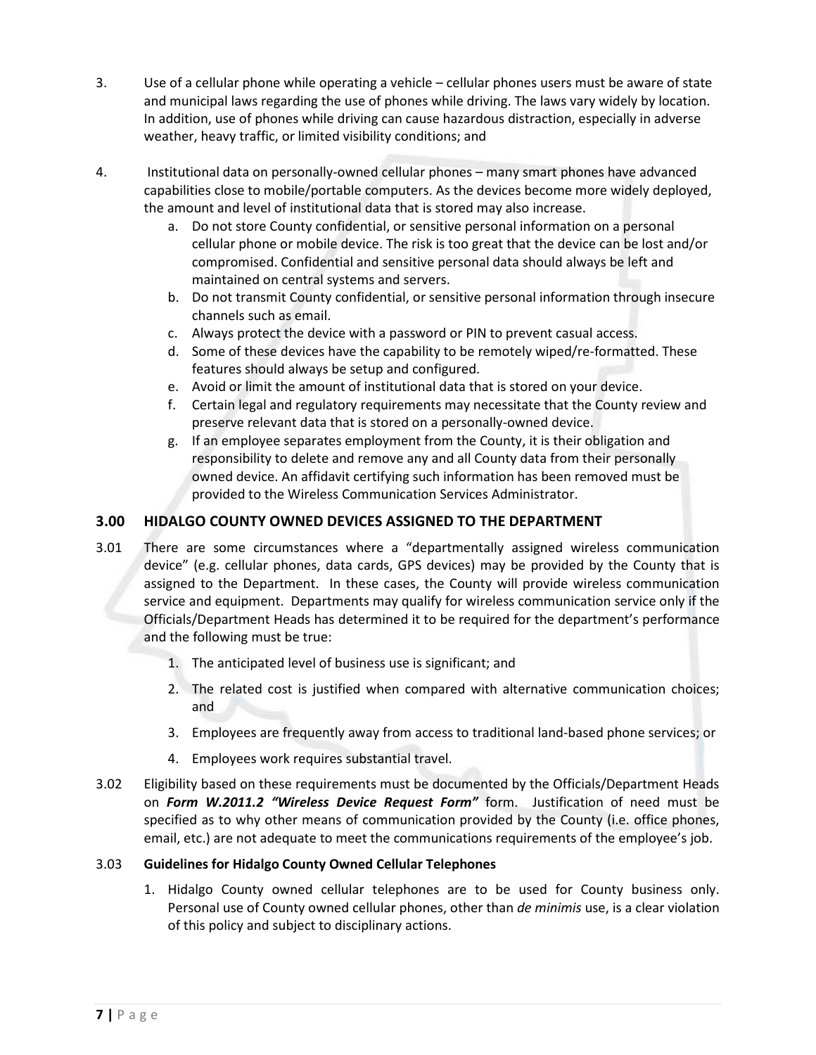3. Use of a cellular phone while operating a vehicle – cellular phones users must be aware of state and municipal laws regarding the use of phones while driving. The laws vary widely by location. In addition, use of phones while driving can cause hazardous distraction, especially in adverse weather, heavy traffic, or limited visibility conditions; and

4. Institutional data on personally-owned cellular phones – many smart phones have advanced capabilities close to mobile/portable computers. As the devices become more widely deployed, the amount and level of institutional data that is stored may also increase.
   a. Do not store County confidential, or sensitive personal information on a personal cellular phone or mobile device. The risk is too great that the device can be lost and/or compromised. Confidential and sensitive personal data should always be left and maintained on central systems and servers.
   b. Do not transmit County confidential, or sensitive personal information through insecure channels such as email.
   c. Always protect the device with a password or PIN to prevent casual access.
   d. Some of these devices have the capability to be remotely wiped/re-formatted. These features should always be setup and configured.
   e. Avoid or limit the amount of institutional data that is stored on your device.
   f. Certain legal and regulatory requirements may necessitate that the County review and preserve relevant data that is stored on a personally-owned device.
   g. If an employee separates employment from the County, it is their obligation and responsibility to delete and remove any and all County data from their personally owned device. An affidavit certifying such information has been removed must be provided to the Wireless Communication Services Administrator.

## 3.00 HIDALGO COUNTY OWNED DEVICES ASSIGNED TO THE DEPARTMENT

3.01 There are some circumstances where a "departmentally assigned wireless communication device" (e.g. cellular phones, data cards, GPS devices) may be provided by the County that is assigned to the Department. In these cases, the County will provide wireless communication service and equipment. Departments may qualify for wireless communication service only if the Officials/Department Heads has determined it to be required for the department's performance and the following must be true:

1. The anticipated level of business use is significant; and
2. The related cost is justified when compared with alternative communication choices; and
3. Employees are frequently away from access to traditional land-based phone services; or
4. Employees work requires substantial travel.

3.02 Eligibility based on these requirements must be documented by the Officials/Department Heads on ***Form W.2011.2 "Wireless Device Request Form"*** form. Justification of need must be specified as to why other means of communication provided by the County (i.e. office phones, email, etc.) are not adequate to meet the communications requirements of the employee's job.

3.03 **Guidelines for Hidalgo County Owned Cellular Telephones**

1. Hidalgo County owned cellular telephones are to be used for County business only. Personal use of County owned cellular phones, other than *de minimis* use, is a clear violation of this policy and subject to disciplinary actions.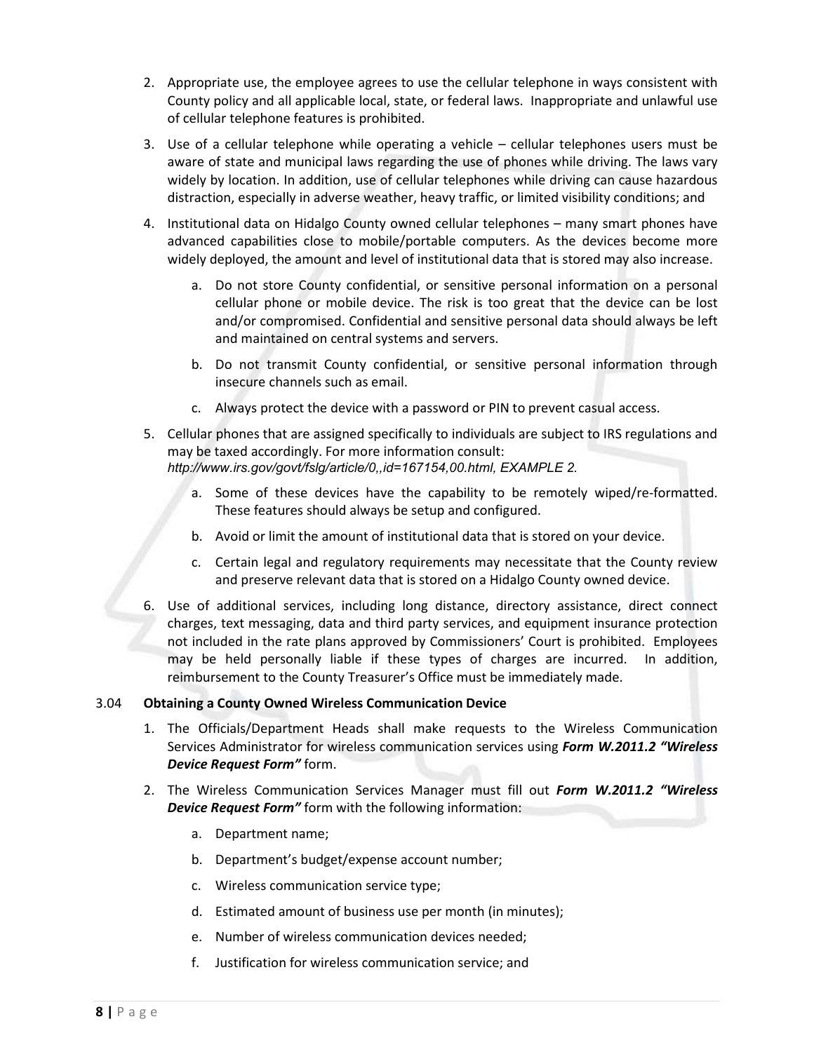2. Appropriate use, the employee agrees to use the cellular telephone in ways consistent with County policy and all applicable local, state, or federal laws. Inappropriate and unlawful use of cellular telephone features is prohibited.

3. Use of a cellular telephone while operating a vehicle – cellular telephones users must be aware of state and municipal laws regarding the use of phones while driving. The laws vary widely by location. In addition, use of cellular telephones while driving can cause hazardous distraction, especially in adverse weather, heavy traffic, or limited visibility conditions; and

4. Institutional data on Hidalgo County owned cellular telephones – many smart phones have advanced capabilities close to mobile/portable computers. As the devices become more widely deployed, the amount and level of institutional data that is stored may also increase.

   a. Do not store County confidential, or sensitive personal information on a personal cellular phone or mobile device. The risk is too great that the device can be lost and/or compromised. Confidential and sensitive personal data should always be left and maintained on central systems and servers.

   b. Do not transmit County confidential, or sensitive personal information through insecure channels such as email.

   c. Always protect the device with a password or PIN to prevent casual access.

5. Cellular phones that are assigned specifically to individuals are subject to IRS regulations and may be taxed accordingly. For more information consult: *http://www.irs.gov/govt/fslg/article/0,,id=167154,00.html, EXAMPLE 2.*

   a. Some of these devices have the capability to be remotely wiped/re-formatted. These features should always be setup and configured.

   b. Avoid or limit the amount of institutional data that is stored on your device.

   c. Certain legal and regulatory requirements may necessitate that the County review and preserve relevant data that is stored on a Hidalgo County owned device.

6. Use of additional services, including long distance, directory assistance, direct connect charges, text messaging, data and third party services, and equipment insurance protection not included in the rate plans approved by Commissioners' Court is prohibited. Employees may be held personally liable if these types of charges are incurred. In addition, reimbursement to the County Treasurer's Office must be immediately made.

3.04 **Obtaining a County Owned Wireless Communication Device**

1. The Officials/Department Heads shall make requests to the Wireless Communication Services Administrator for wireless communication services using ***Form W.2011.2 "Wireless Device Request Form"*** form.

2. The Wireless Communication Services Manager must fill out ***Form W.2011.2 "Wireless Device Request Form"*** form with the following information:

   a. Department name;

   b. Department's budget/expense account number;

   c. Wireless communication service type;

   d. Estimated amount of business use per month (in minutes);

   e. Number of wireless communication devices needed;

   f. Justification for wireless communication service; and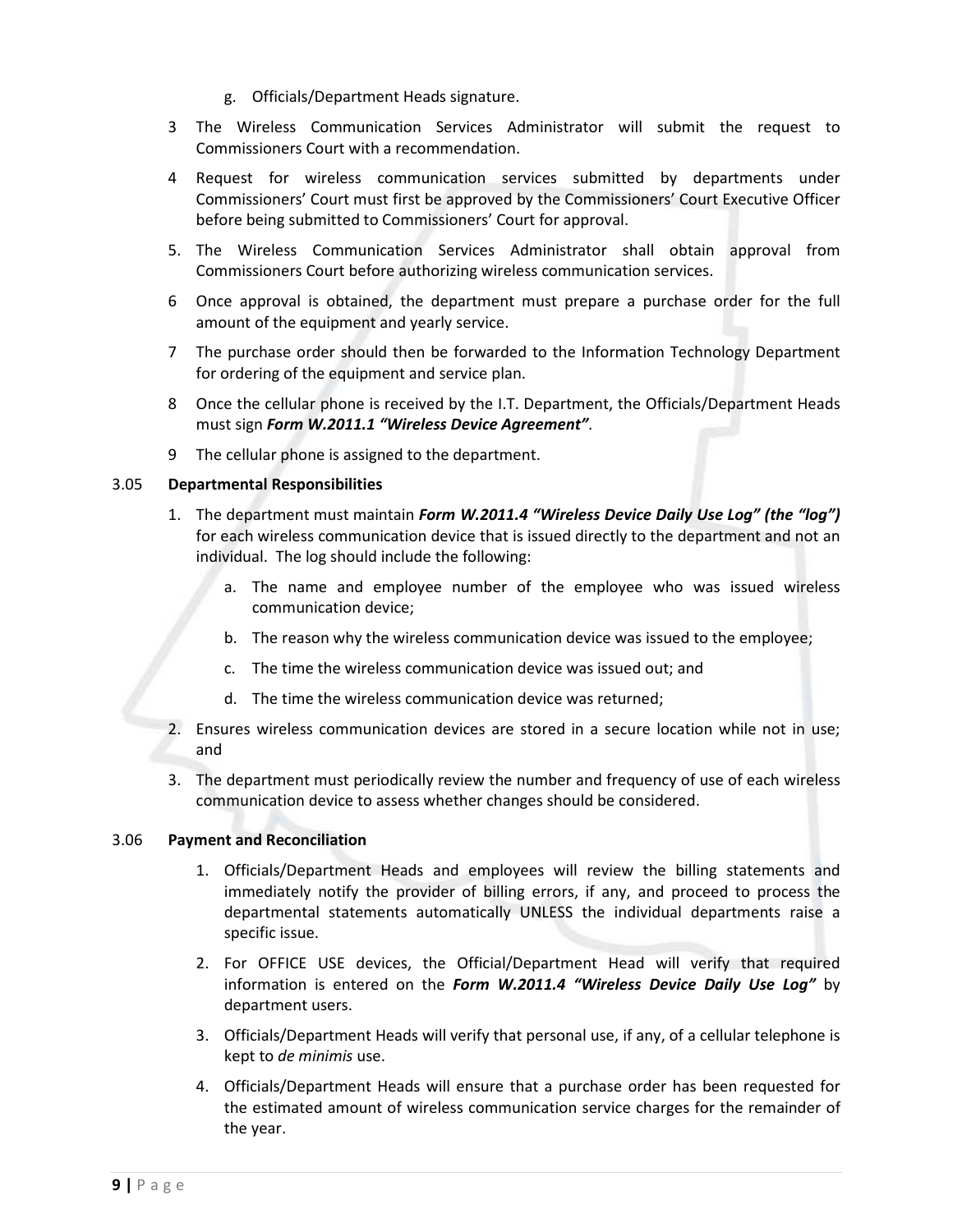g. Officials/Department Heads signature.

3 The Wireless Communication Services Administrator will submit the request to Commissioners Court with a recommendation.

4 Request for wireless communication services submitted by departments under Commissioners' Court must first be approved by the Commissioners' Court Executive Officer before being submitted to Commissioners' Court for approval.

5. The Wireless Communication Services Administrator shall obtain approval from Commissioners Court before authorizing wireless communication services.

6 Once approval is obtained, the department must prepare a purchase order for the full amount of the equipment and yearly service.

7 The purchase order should then be forwarded to the Information Technology Department for ordering of the equipment and service plan.

8 Once the cellular phone is received by the I.T. Department, the Officials/Department Heads must sign ***Form W.2011.1 "Wireless Device Agreement"***.

9 The cellular phone is assigned to the department.

3.05 **Departmental Responsibilities**

1. The department must maintain ***Form W.2011.4 "Wireless Device Daily Use Log" (the "log")*** for each wireless communication device that is issued directly to the department and not an individual. The log should include the following:
   a. The name and employee number of the employee who was issued wireless communication device;
   b. The reason why the wireless communication device was issued to the employee;
   c. The time the wireless communication device was issued out; and
   d. The time the wireless communication device was returned;
2. Ensures wireless communication devices are stored in a secure location while not in use; and
3. The department must periodically review the number and frequency of use of each wireless communication device to assess whether changes should be considered.

3.06 **Payment and Reconciliation**

1. Officials/Department Heads and employees will review the billing statements and immediately notify the provider of billing errors, if any, and proceed to process the departmental statements automatically UNLESS the individual departments raise a specific issue.
2. For OFFICE USE devices, the Official/Department Head will verify that required information is entered on the ***Form W.2011.4 "Wireless Device Daily Use Log"*** by department users.
3. Officials/Department Heads will verify that personal use, if any, of a cellular telephone is kept to *de minimis* use.
4. Officials/Department Heads will ensure that a purchase order has been requested for the estimated amount of wireless communication service charges for the remainder of the year.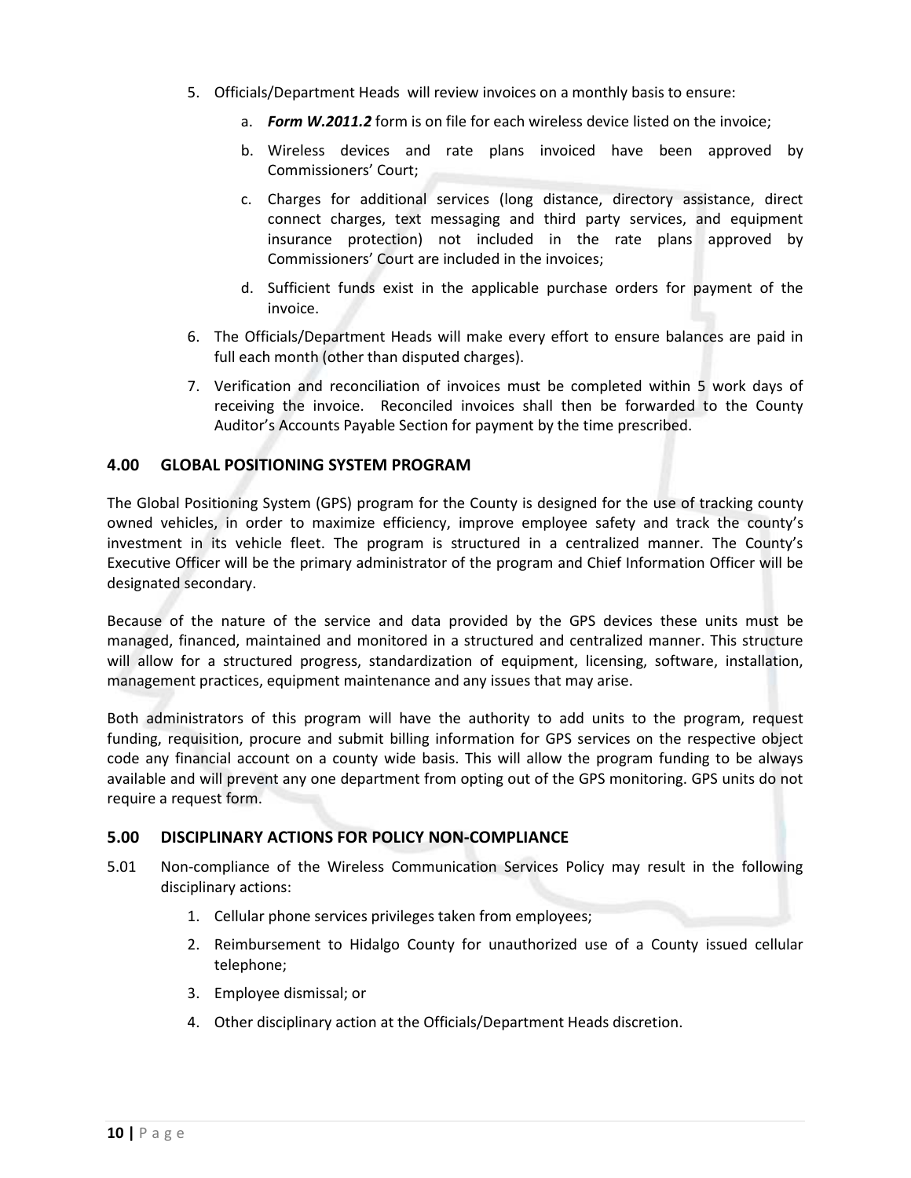5. Officials/Department Heads will review invoices on a monthly basis to ensure:
    a. ***Form W.2011.2*** form is on file for each wireless device listed on the invoice;
    b. Wireless devices and rate plans invoiced have been approved by Commissioners' Court;
    c. Charges for additional services (long distance, directory assistance, direct connect charges, text messaging and third party services, and equipment insurance protection) not included in the rate plans approved by Commissioners' Court are included in the invoices;
    d. Sufficient funds exist in the applicable purchase orders for payment of the invoice.
6. The Officials/Department Heads will make every effort to ensure balances are paid in full each month (other than disputed charges).
7. Verification and reconciliation of invoices must be completed within 5 work days of receiving the invoice. Reconciled invoices shall then be forwarded to the County Auditor's Accounts Payable Section for payment by the time prescribed.

## 4.00 GLOBAL POSITIONING SYSTEM PROGRAM

The Global Positioning System (GPS) program for the County is designed for the use of tracking county owned vehicles, in order to maximize efficiency, improve employee safety and track the county's investment in its vehicle fleet. The program is structured in a centralized manner. The County's Executive Officer will be the primary administrator of the program and Chief Information Officer will be designated secondary.

Because of the nature of the service and data provided by the GPS devices these units must be managed, financed, maintained and monitored in a structured and centralized manner. This structure will allow for a structured progress, standardization of equipment, licensing, software, installation, management practices, equipment maintenance and any issues that may arise.

Both administrators of this program will have the authority to add units to the program, request funding, requisition, procure and submit billing information for GPS services on the respective object code any financial account on a county wide basis. This will allow the program funding to be always available and will prevent any one department from opting out of the GPS monitoring. GPS units do not require a request form.

## 5.00 DISCIPLINARY ACTIONS FOR POLICY NON-COMPLIANCE

5.01 Non-compliance of the Wireless Communication Services Policy may result in the following disciplinary actions:

1. Cellular phone services privileges taken from employees;
2. Reimbursement to Hidalgo County for unauthorized use of a County issued cellular telephone;
3. Employee dismissal; or
4. Other disciplinary action at the Officials/Department Heads discretion.